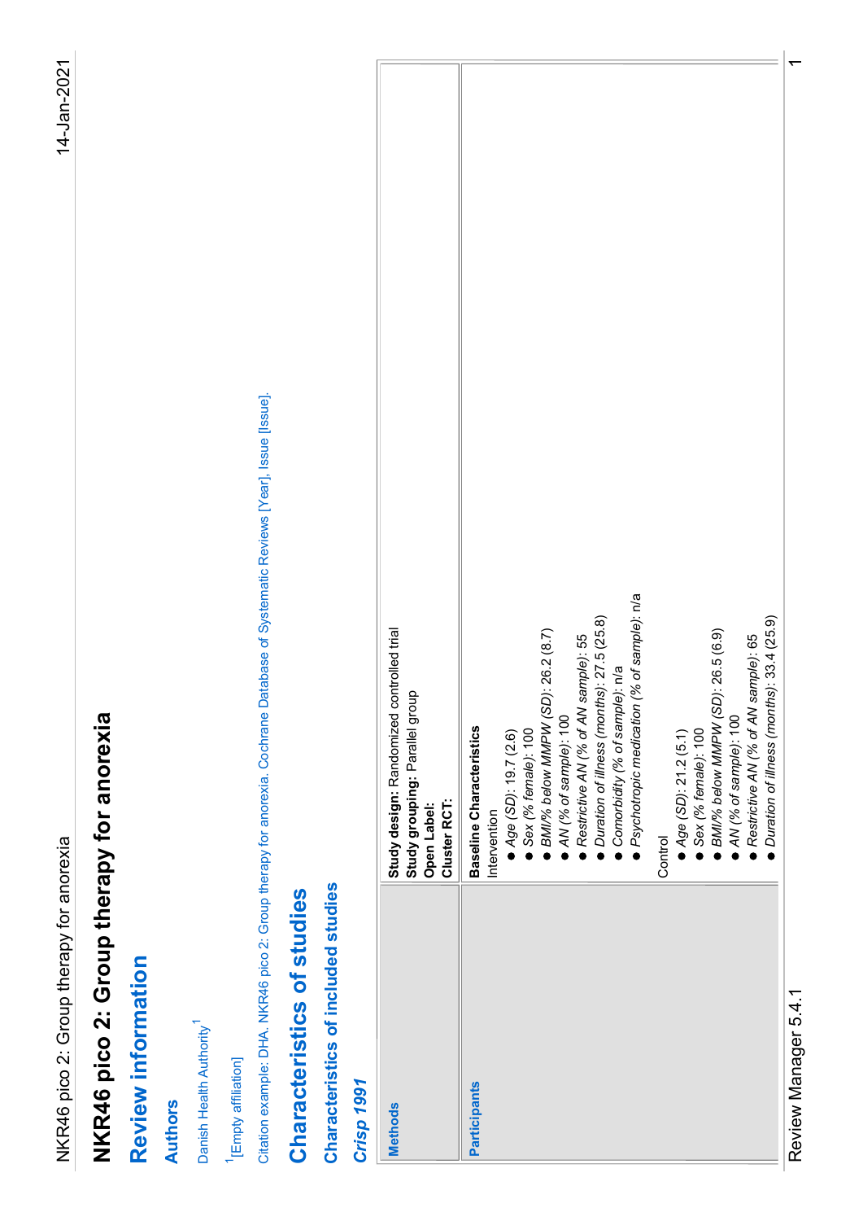# NKR46 pico 2: Group therapy for anorexia

## Review information

### Authors

Danish Health Authority[1]

[1][Empty affiliation]

Citation example: DHA. NKR46 pico 2: Group therapy for anorexia. Cochrane Database of Systematic Reviews [Year], Issue [Issue].

## Characteristics of studies

### Characteristics of included studies

#### *Crisp 1991*

| | |
|---|---|
| **Methods** | **Study design:** Randomized controlled trial<br>**Study grouping:** Parallel group<br>**Open Label:**<br>**Cluster RCT:** |
| **Participants** | **Baseline Characteristics**<br>Intervention<br>● *Age (SD)*: 19.7 (2.6)<br>● *Sex (% female)*: 100<br>● *BMI/% below MMPW (SD)*: 26.2 (8.7)<br>● *AN (% of sample)*: 100<br>● *Restrictive AN (% of AN sample)*: 55<br>● *Duration of illness (months)*: 27.5 (25.8)<br>● *Comorbidity (% of sample)*: n/a<br>● *Psychotropic medication (% of sample)*: n/a<br><br>Control<br>● *Age (SD)*: 21.2 (5.1)<br>● *Sex (% female)*: 100<br>● *BMI/% below MMPW (SD)*: 26.5 (6.9)<br>● *AN (% of sample)*: 100<br>● *Restrictive AN (% of AN sample)*: 65<br>● *Duration of illness (months)*: 33.4 (25.9) |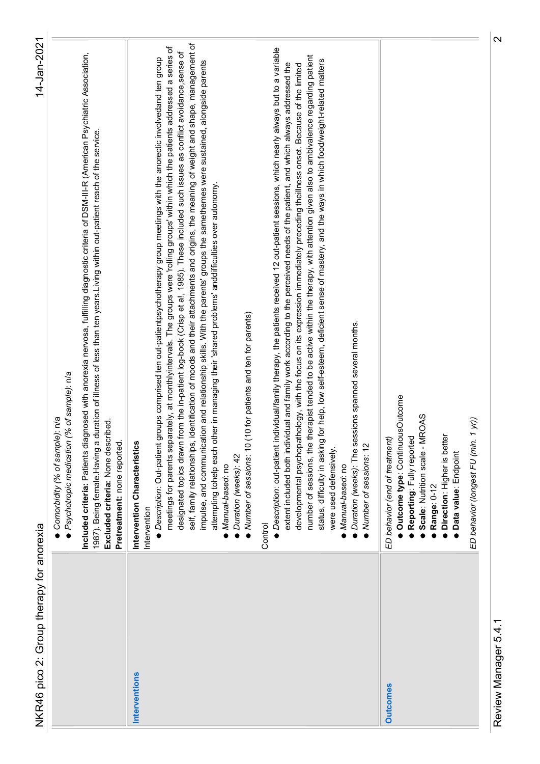| | |
|---|---|
| | ● *Comorbidity (% of sample)*: n/a<br>● *Psychotropic medication (% of sample)*: n/a<br><br>**Included criteria:** Patients diagnosed with anorexia nervosa, fulfilling diagnostic criteria of DSM-III-R (American Psychiatric Association, 1987). Being female.Having a duration of illness of less than ten years.Living within out-patient reach of the service.<br>**Excluded criteria:** None described.<br>**Pretreatment:** none reported. |
| **Interventions** | **Intervention Characteristics**<br>Intervention<br>● *Description*: Out-patient groups comprised ten out-patientpsychotherapy group meetings with the anorectic involvedand ten group meetings for parents separately, at monthlyintervals. The groups were 'rolling groups' within which the patients addressed a series of designated topics drawn from the in-patient log-book (Crisp et al, 1985). These included such issues as conflict avoidance,sense of self, family relationships, identification of moods and their attachments and origins, the meaning of weight and shape, management of impulse, and communication and relationship skills. With the parents' groups the samethemes were sustained, alongside parents attempting tohelp each other in managing their 'shared problems' anddifficulties over autonomy.<br>● *Manual-based*: no<br>● *Duration (weeks)*: 42<br>● *Number of sessions*: 10 (10 for patients and ten for parents)<br><br>Control<br>● *Description*: out-patient individual/family therapy, the patients received 12 out-patient sessions, which nearly always but to a variable extent included both individual and family work according to the perceived needs of the patient, and which always addressed the developmental psychopathology, with the focus on its expression immediately preceding theillness onset. Because of the limited number of sessions, the therapist tended to be active within the therapy, with attention given also to ambivalence regarding patient status, difficulty in asking for help, low self-esteem, deficient sense of mastery, and the ways in which food/weight-related matters were used defensively.<br>● *Manual-based*: no<br>● *Duration (weeks)*: The sessions spanned several months.<br>● *Number of sessions*: 12 |
| **Outcomes** | *ED behavior (end of treatment)*<br>● **Outcome type**: ContinuousOutcome<br>● **Reporting**: Fully reported<br>● **Scale**: Nutrition scale - MROAS<br>● **Range**: 0-12<br>● **Direction**: Higher is better<br>● **Data value**: Endpoint<br><br>*ED behavior (longest FU (min. 1 yr))* |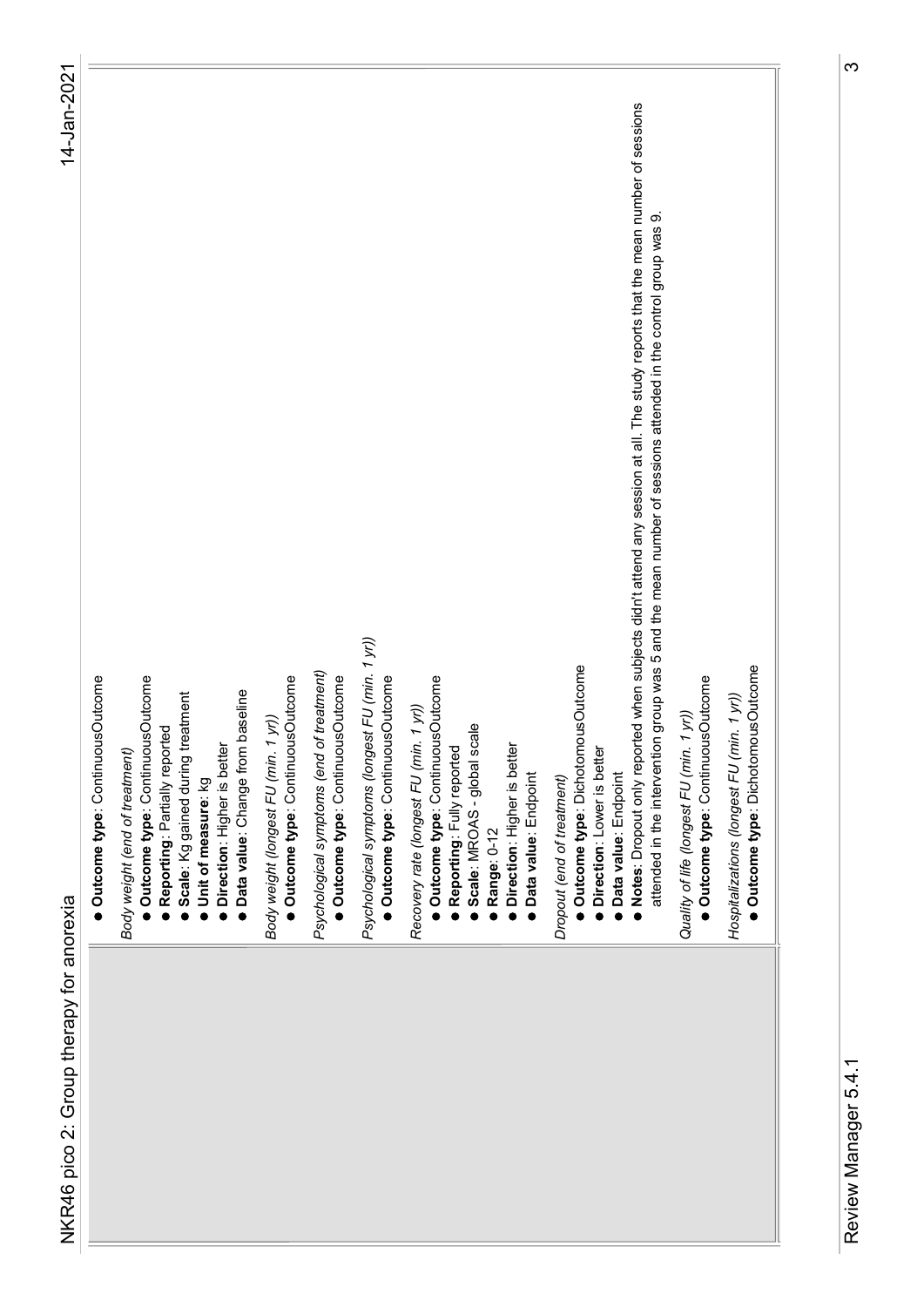- **Outcome type**: ContinuousOutcome

*Body weight (end of treatment)*

- **Outcome type**: ContinuousOutcome
- **Reporting**: Partially reported
- **Scale**: Kg gained during treatment
- **Unit of measure**: kg
- **Direction**: Higher is better
- **Data value**: Change from baseline

*Body weight (longest FU (min. 1 yr))*

- **Outcome type**: ContinuousOutcome

*Psychological symptoms (end of treatment)*

- **Outcome type**: ContinuousOutcome

*Psychological symptoms (longest FU (min. 1 yr))*

- **Outcome type**: ContinuousOutcome

*Recovery rate (longest FU (min. 1 yr))*

- **Outcome type**: ContinuousOutcome
- **Reporting**: Fully reported
- **Scale**: MROAS - global scale
- **Range**: 0-12
- **Direction**: Higher is better
- **Data value**: Endpoint

*Dropout (end of treatment)*

- **Outcome type**: DichotomousOutcome
- **Direction**: Lower is better
- **Data value**: Endpoint
- **Notes**: Dropout only reported when subjects didn't attend any session at all. The study reports that the mean number of sessions attended in the intervention group was 5 and the mean number of sessions attended in the control group was 9.

*Quality of life (longest FU (min. 1 yr))*

- **Outcome type**: ContinuousOutcome

*Hospitalizations (longest FU (min. 1 yr))*

- **Outcome type**: DichotomousOutcome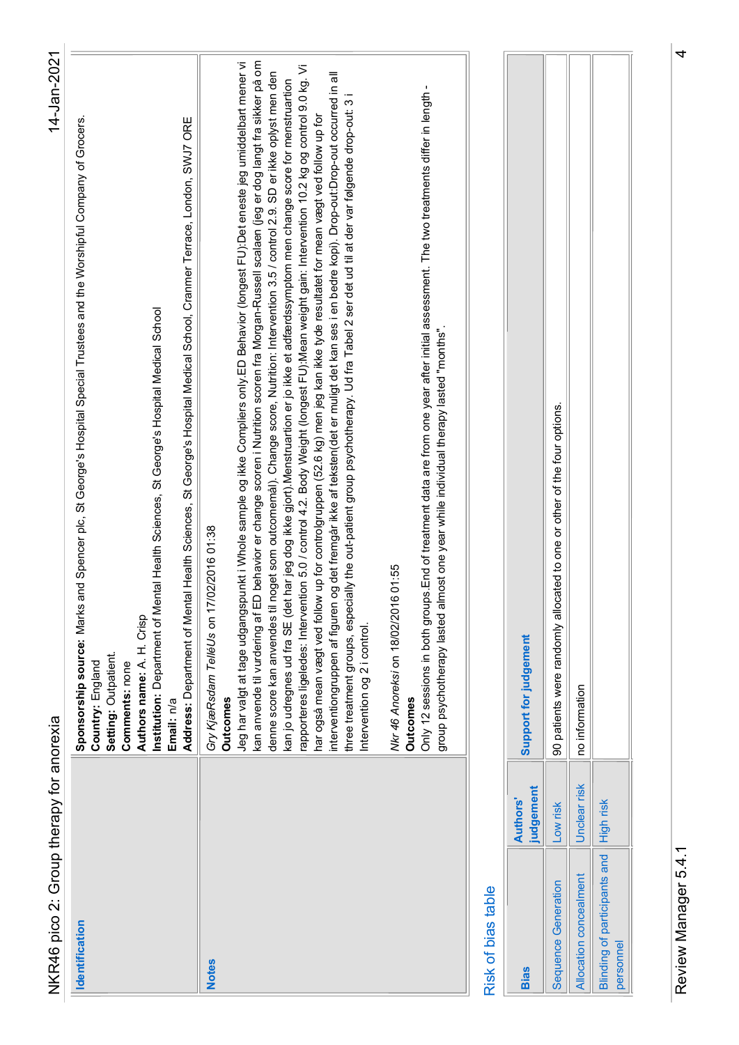| | |
|---|---|
| **Identification** | **Sponsorship source:** Marks and Spencer plc, St George's Hospital Special Trustees and the Worshipful Company of Grocers.<br>**Country:** England<br>**Setting:** Outpatient.<br>**Comments:** none<br>**Authors name:** A. H. Crisp<br>**Institution:** Department of Mental Health Sciences, St George's Hospital Medical School<br>**Email:** n/a<br>**Address:** Department of Mental Health Sciences, St George's Hospital Medical School, Cranmer Terrace, London, SWJ7 ORE |
| **Notes** | *Gry KjæRsdam TelléUs on 17/02/2016 01:38*<br>**Outcomes**<br>Jeg har valgt at tage udgangspunkt i Whole sample og ikke Compliers only.ED Behavior (longest FU):Det eneste jeg umiddelbart mener vi kan anvende til vurdering af ED behavior er change scoren i Nutrition scoren fra Morgan-Russell scalaen (jeg er dog langt fra sikker på om denne score kan anvendes til noget som outcomemål). Change score, Nutrition: Intervention 3.5 / control 2.9. SD er ikke oplyst men den kan jo udregnes ud fra SE (det har jeg dog ikke gjort).Menstruartion er jo ikke et adfærdssymptom men change score for menstruartion rapporteres ligeledes: Intervention 5.0 / control 4.2. Body Weight (longest FU):Mean weight gain: Intervention 10.2 kg og control 9.0 kg. Vi har også mean vægt ved follow up for controlgruppen (52.6 kg) men jeg kan ikke tyde resultatet for mean vægt ved follow up for interventiongruppen af figuren og det fremgår ikke af teksten(det er muligt det kan ses i en bedre kopi). Drop-out:Drop-out occurred in all three treatment groups, especially the out-patient group psychotherapy. Ud fra Tabel 2 ser det ud til at der var følgende drop-out: 3 i Intervention og 2 i control.<br><br>*Nkr 46 Anoreksi on 18/02/2016 01:55*<br>**Outcomes**<br>Only 12 sessions in both groups.End of treatment data are from one year after initial assessment. The two treatments differ in length - group psychotherapy lasted almost one year while individual therapy lasted "months". |

## Risk of bias table

| Bias | Authors' judgement | Support for judgement |
|---|---|---|
| Sequence Generation | Low risk | 90 patients were randomly allocated to one or other of the four options. |
| Allocation concealment | Unclear risk | no information |
| Blinding of participants and personnel | High risk | |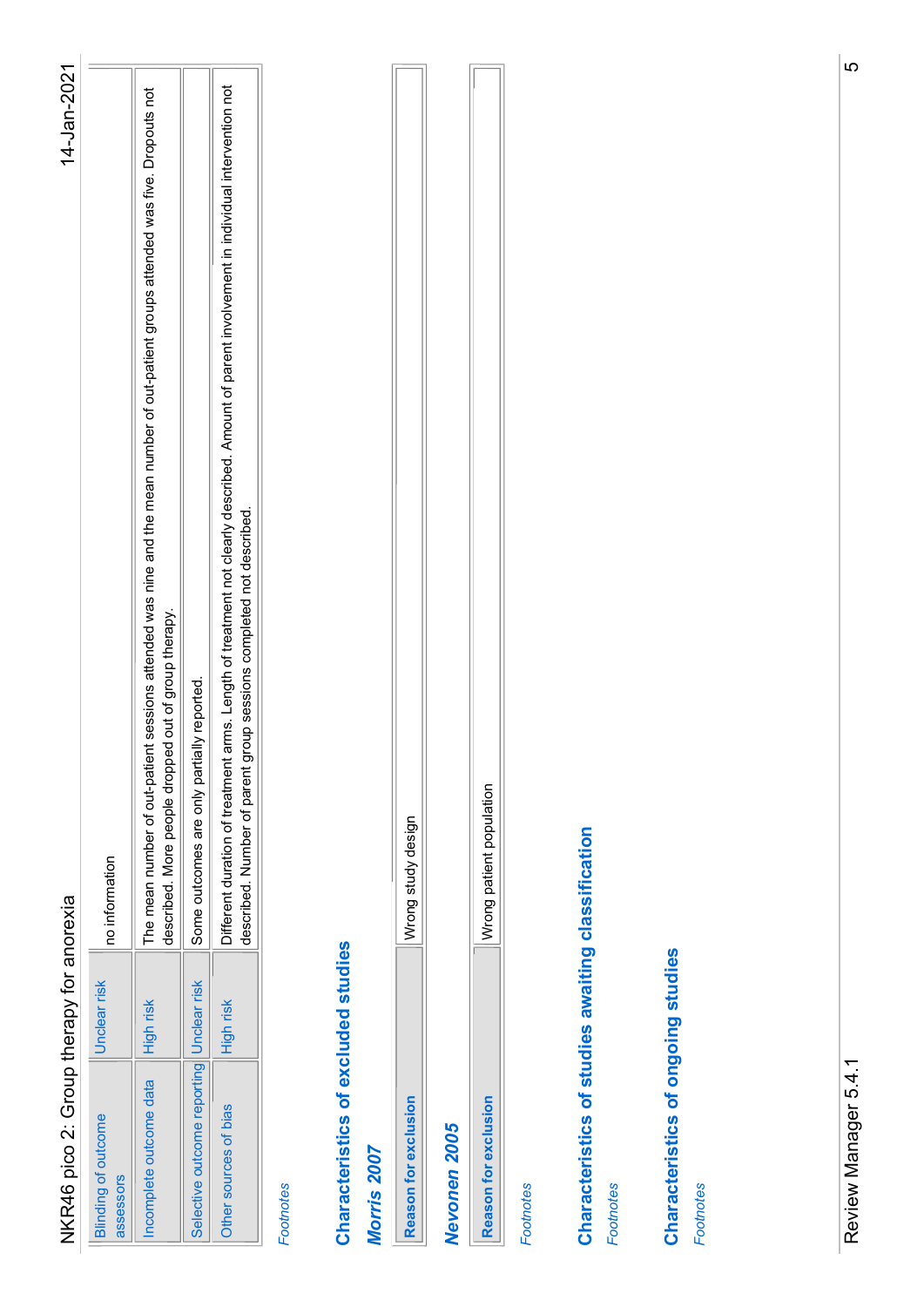| | | |
|---|---|---|
| Blinding of outcome assessors | Unclear risk | no information |
| Incomplete outcome data | High risk | The mean number of out-patient sessions attended was nine and the mean number of out-patient groups attended was five. Dropouts not described. More people dropped out of group therapy. |
| Selective outcome reporting | Unclear risk | Some outcomes are only partially reported. |
| Other sources of bias | High risk | Different duration of treatment arms. Length of treatment not clearly described. Amount of parent involvement in individual intervention not described. Number of parent group sessions completed not described. |

*Footnotes*

## Characteristics of excluded studies

### *Morris 2007*

| | |
|---|---|
| **Reason for exclusion** | Wrong study design |

### *Nevonen 2005*

| | |
|---|---|
| **Reason for exclusion** | Wrong patient population |

*Footnotes*

## Characteristics of studies awaiting classification

*Footnotes*

## Characteristics of ongoing studies

*Footnotes*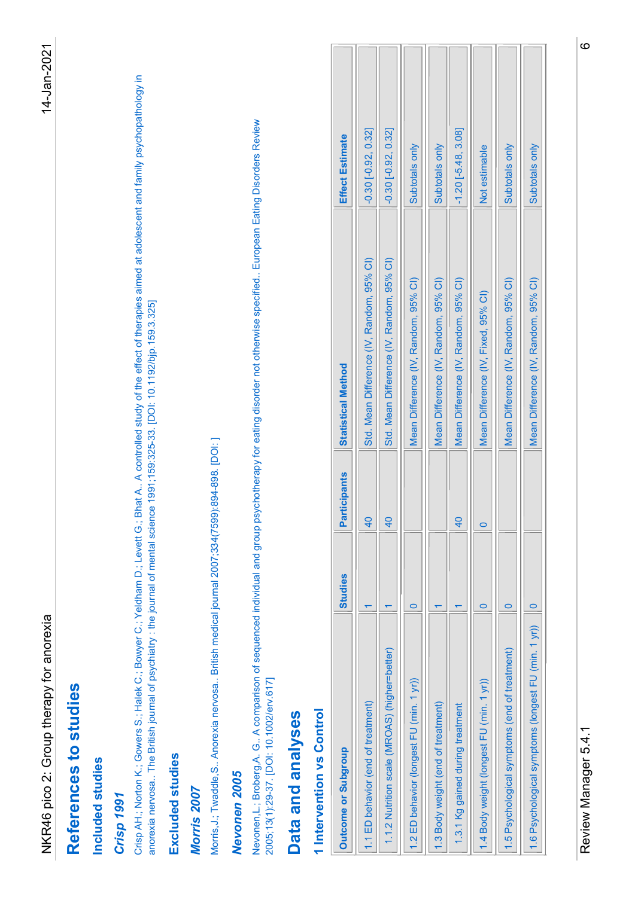# References to studies

## Included studies

### *Crisp 1991*

Crisp AH.; Norton K.; Gowers S.; Halek C.; Bowyer C.; Yeldham D.; Levett G.; Bhat A.. A controlled study of the effect of therapies aimed at adolescent and family psychopathology in anorexia nervosa.. The British journal of psychiatry : the journal of mental science 1991;159:325-33. [DOI: 10.1192/bjp.159.3.325]

## Excluded studies

### *Morris 2007*

Morris,J.; Twaddle,S.. Anorexia nervosa.. British medical journal 2007;334(7599):894-898. [DOI: ]

### *Nevonen 2005*

Nevonen,L.; Broberg,A. G.. A comparison of sequenced individual and group psychotherapy for eating disorder not otherwise specified.. European Eating Disorders Review 2005;13(1):29-37. [DOI: 10.1002/erv.617]

# Data and analyses

## 1 Intervention vs Control

| Outcome or Subgroup | Studies | Participants | Statistical Method | Effect Estimate |
|---|---|---|---|---|
| 1.1 ED behavior (end of treatment) | 1 | 40 | Std. Mean Difference (IV, Random, 95% CI) | -0.30 [-0.92, 0.32] |
| 1.1.2 Nutrition scale (MROAS) (higher=better) | 1 | 40 | Std. Mean Difference (IV, Random, 95% CI) | -0.30 [-0.92, 0.32] |
| 1.2 ED behavior (longest FU (min. 1 yr)) | 0 | | Mean Difference (IV, Random, 95% CI) | Subtotals only |
| 1.3 Body weight (end of treatment) | 1 | | Mean Difference (IV, Random, 95% CI) | Subtotals only |
| 1.3.1 Kg gained during treatment | 1 | 40 | Mean Difference (IV, Random, 95% CI) | -1.20 [-5.48, 3.08] |
| 1.4 Body weight (longest FU (min. 1 yr)) | 0 | 0 | Mean Difference (IV, Fixed, 95% CI) | Not estimable |
| 1.5 Psychological symptoms (end of treatment) | 0 | | Mean Difference (IV, Random, 95% CI) | Subtotals only |
| 1.6 Psychological symptoms (longest FU (min. 1 yr)) | 0 | | Mean Difference (IV, Random, 95% CI) | Subtotals only |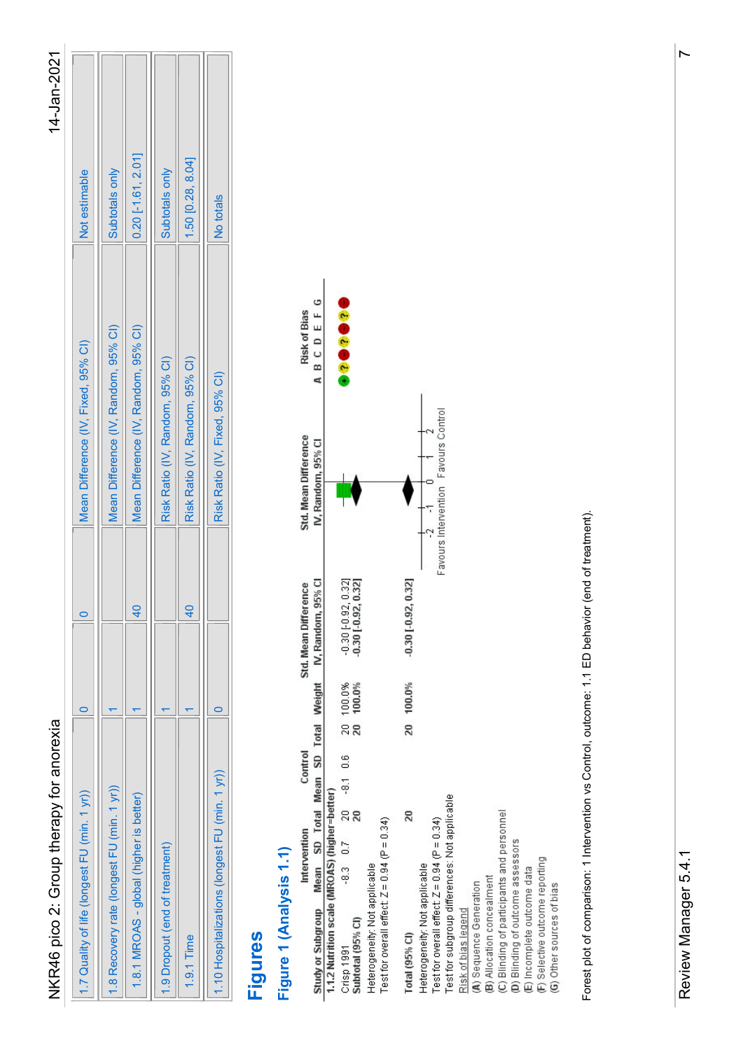| | | | | |
|---|---|---|---|---|
| 1.7 Quality of life (longest FU (min. 1 yr)) | 0 | 0 | Mean Difference (IV, Fixed, 95% CI) | Not estimable |
| 1.8 Recovery rate (longest FU (min. 1 yr)) | 1 | | Mean Difference (IV, Random, 95% CI) | Subtotals only |
| 1.8.1 MROAS - global (higher is better) | 1 | 40 | Mean Difference (IV, Random, 95% CI) | 0.20 [-1.61, 2.01] |
| 1.9 Dropout (end of treatment) | 1 | | Risk Ratio (IV, Random, 95% CI) | Subtotals only |
| 1.9.1 Time | 1 | 40 | Risk Ratio (IV, Random, 95% CI) | 1.50 [0.28, 8.04] |
| 1.10 Hospitalizations (longest FU (min. 1 yr)) | 0 | | Risk Ratio (IV, Fixed, 95% CI) | No totals |

# Figures

## Figure 1 (Analysis 1.1)

| Study or Subgroup | Intervention Mean | Intervention SD | Intervention Total | Control Mean | Control SD | Control Total | Weight | Std. Mean Difference IV, Random, 95% CI | Risk of Bias A B C D E F G |
|---|---|---|---|---|---|---|---|---|---|
| **1.1.2 Nutrition scale (MROAS) (higher=better)** | | | | | | | | | |
| Crisp 1991 | -8.3 | 0.7 | 20 | -8.1 | 0.6 | 20 | 100.0% | -0.30 [-0.92, 0.32] | + ? ● ? ● ? ● |
| **Subtotal (95% CI)** | | | **20** | | | **20** | **100.0%** | **-0.30 [-0.92, 0.32]** | |
| Heterogeneity: Not applicable | | | | | | | | | |
| Test for overall effect: Z = 0.94 (P = 0.34) | | | | | | | | | |
| **Total (95% CI)** | | | **20** | | | **20** | **100.0%** | **-0.30 [-0.92, 0.32]** | |

Heterogeneity: Not applicable
Test for overall effect: Z = 0.94 (P = 0.34)
Test for subgroup differences: Not applicable

Favours Intervention | Favours Control (axis: -2, -1, 0, 1, 2)

Risk of bias legend
(A) Sequence Generation
(B) Allocation concealment
(C) Blinding of participants and personnel
(D) Blinding of outcome assessors
(E) Incomplete outcome data
(F) Selective outcome reporting
(G) Other sources of bias

Forest plot of comparison: 1 Intervention vs Control, outcome: 1.1 ED behavior (end of treatment).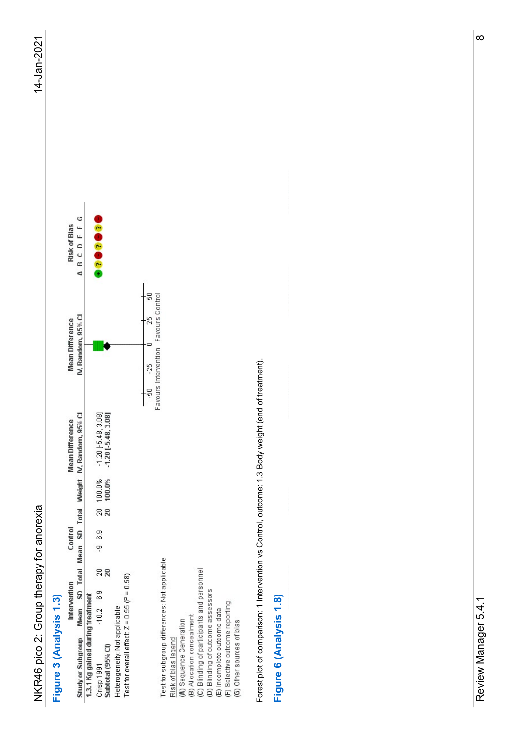## Figure 3 (Analysis 1.3)

| Study or Subgroup | Intervention Mean | Intervention SD | Intervention Total | Control Mean | Control SD | Control Total | Weight | Mean Difference IV, Random, 95% CI | Risk of Bias A B C D E F G |
|---|---|---|---|---|---|---|---|---|---|
| **1.3.1 Kg gained during treatment** | | | | | | | | | |
| Crisp 1991 | -10.2 | 6.9 | 20 | -9 | 6.9 | 20 | 100.0% | -1.20 [-5.48, 3.08] | + ? ? ? ? ? ? |
| **Subtotal (95% CI)** | | | **20** | | | **20** | **100.0%** | **-1.20 [-5.48, 3.08]** | |

Heterogeneity: Not applicable
Test for overall effect: Z = 0.55 (P = 0.58)

Test for subgroup differences: Not applicable

Favours Intervention / Favours Control (scale -50 to 50)

Risk of bias legend
(A) Sequence Generation
(B) Allocation concealment
(C) Blinding of participants and personnel
(D) Blinding of outcome assessors
(E) Incomplete outcome data
(F) Selective outcome reporting
(G) Other sources of bias

Forest plot of comparison: 1 Intervention vs Control, outcome: 1.3 Body weight (end of treatment).

## Figure 6 (Analysis 1.8)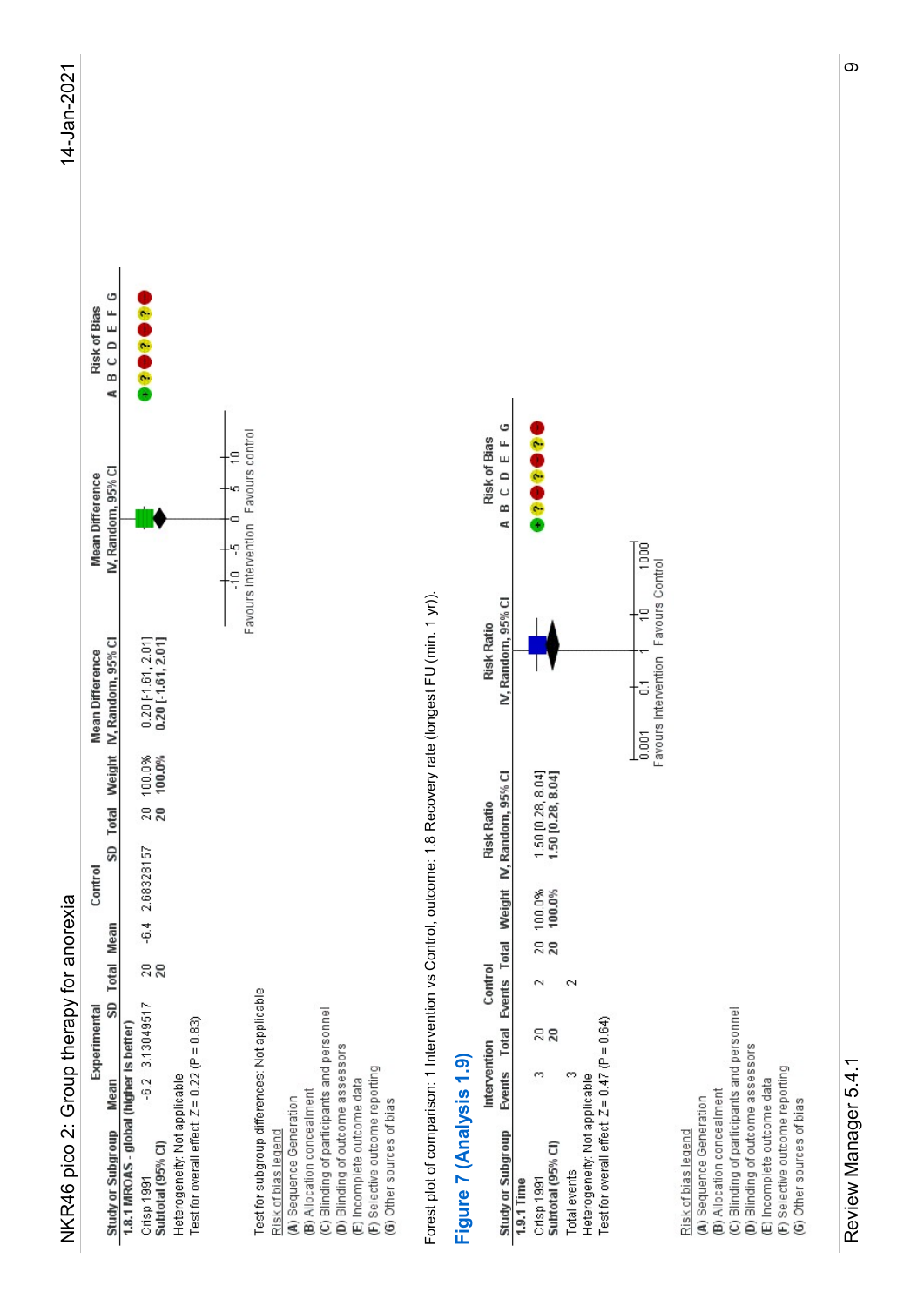| Study or Subgroup | Experimental Mean | Experimental SD | Experimental Total | Control Mean | Control SD | Control Total | Weight | Mean Difference IV, Random, 95% CI | Risk of Bias A B C D E F G |
|---|---|---|---|---|---|---|---|---|---|
| **1.8.1 MROAS - global (higher is better)** | | | | | | | | | |
| Crisp 1991 | -6.2 | 3.13049517 | 20 | -6.4 | 2.68328157 | 20 | 100.0% | 0.20 [-1.61, 2.01] | + ? ? ? ? ? ? |
| **Subtotal (95% CI)** | | | **20** | | | **20** | **100.0%** | **0.20 [-1.61, 2.01]** | |
| Heterogeneity: Not applicable | | | | | | | | | |
| Test for overall effect: Z = 0.22 (P = 0.83) | | | | | | | | | |

Test for subgroup differences: Not applicable

Mean Difference IV, Random, 95% CI axis: -10, -5, 0, 5, 10 — Favours intervention / Favours control

Risk of bias legend
(A) Sequence Generation
(B) Allocation concealment
(C) Blinding of participants and personnel
(D) Blinding of outcome assessors
(E) Incomplete outcome data
(F) Selective outcome reporting
(G) Other sources of bias

Forest plot of comparison: 1 Intervention vs Control, outcome: 1.8 Recovery rate (longest FU (min. 1 yr)).

## Figure 7 (Analysis 1.9)

| Study or Subgroup | Intervention Events | Intervention Total | Control Events | Control Total | Weight | Risk Ratio IV, Random, 95% CI | Risk of Bias A B C D E F G |
|---|---|---|---|---|---|---|---|
| **1.9.1 Time** | | | | | | | |
| Crisp 1991 | 3 | 20 | 2 | 20 | 100.0% | 1.50 [0.28, 8.04] | + ? ? ? ? ? ? |
| **Subtotal (95% CI)** | | **20** | | **20** | **100.0%** | **1.50 [0.28, 8.04]** | |
| Total events | 3 | | 2 | | | | |
| Heterogeneity: Not applicable | | | | | | | |
| Test for overall effect: Z = 0.47 (P = 0.64) | | | | | | | |

Risk Ratio IV, Random, 95% CI axis: 0.001, 0.1, 1, 10, 1000 — Favours Intervention / Favours Control

Risk of bias legend
(A) Sequence Generation
(B) Allocation concealment
(C) Blinding of participants and personnel
(D) Blinding of outcome assessors
(E) Incomplete outcome data
(F) Selective outcome reporting
(G) Other sources of bias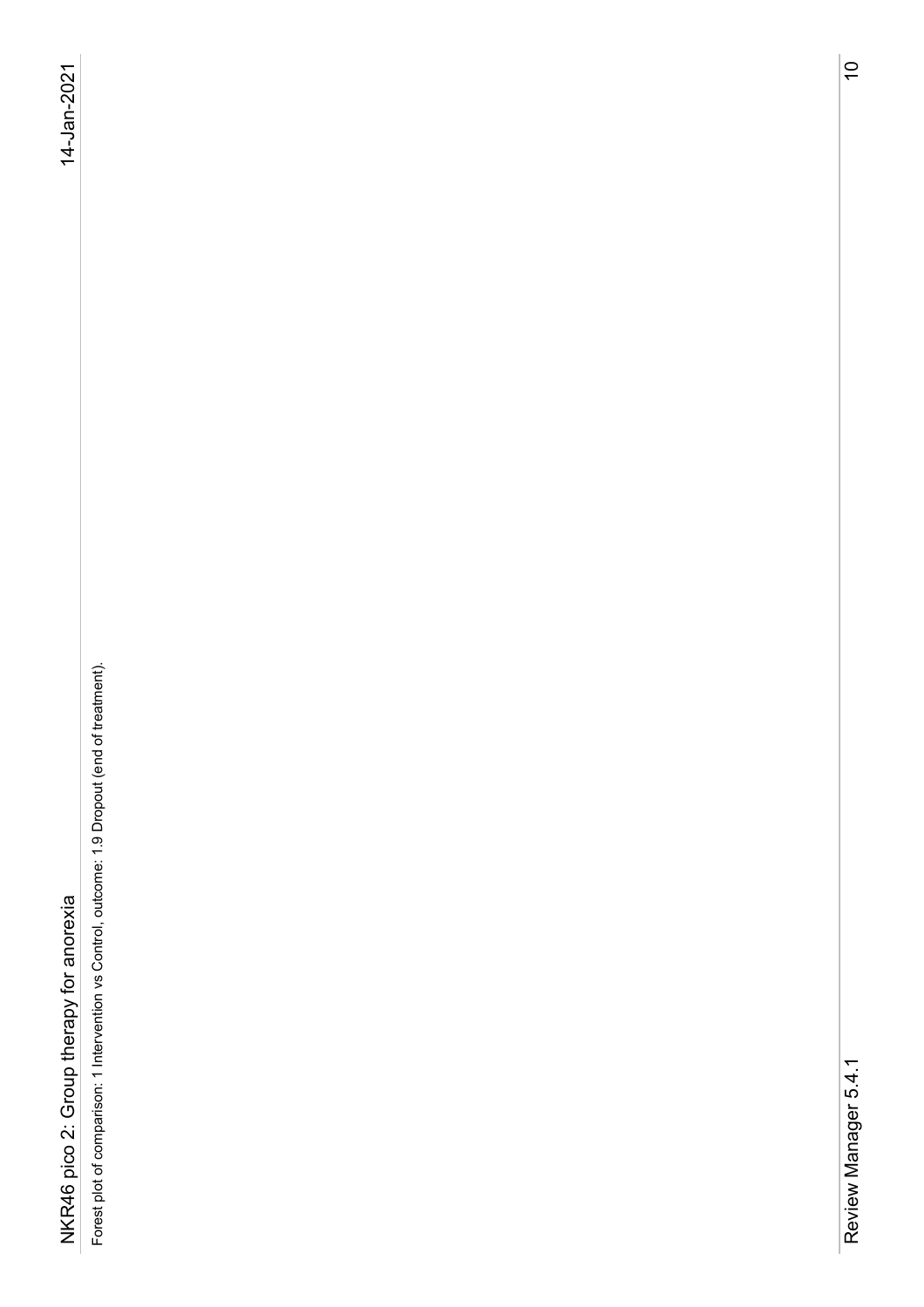Forest plot of comparison: 1 Intervention vs Control, outcome: 1.9 Dropout (end of treatment).